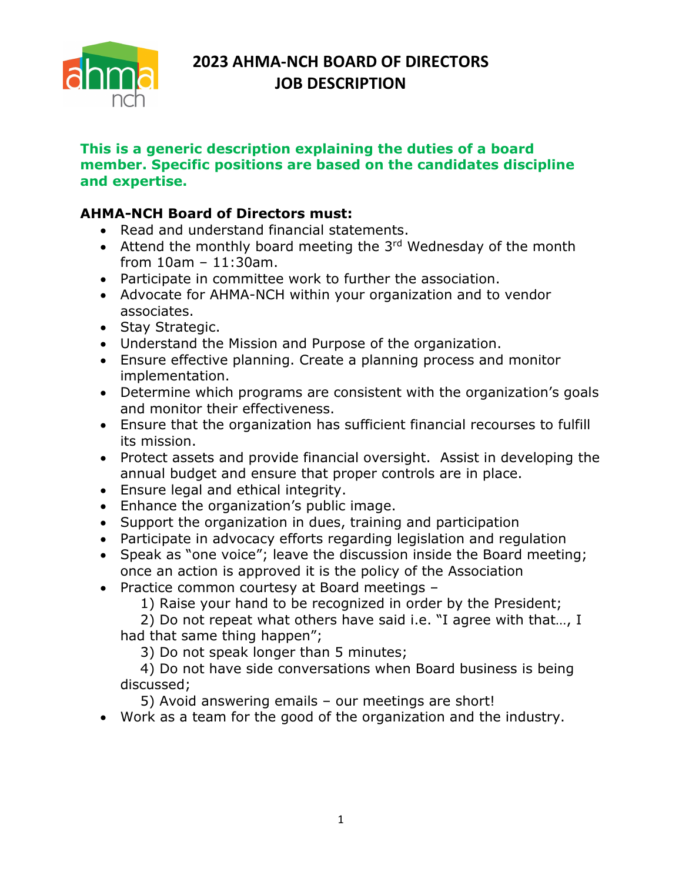# 2023 AHMA-NCH BOARD OF DIRECTORS JOB DESCRIPTION

**This is a generic description explaining the duties of a board member. Specific positions are based on the candidates discipline and expertise.**

**AHMA-NCH Board of Directors must:**

- Read and understand financial statements.
- Attend the monthly board meeting the 3rd Wednesday of the month from 10am – 11:30am.
- Participate in committee work to further the association.
- Advocate for AHMA-NCH within your organization and to vendor associates.
- Stay Strategic.
- Understand the Mission and Purpose of the organization.
- Ensure effective planning. Create a planning process and monitor implementation.
- Determine which programs are consistent with the organization's goals and monitor their effectiveness.
- Ensure that the organization has sufficient financial recourses to fulfill its mission.
- Protect assets and provide financial oversight. Assist in developing the annual budget and ensure that proper controls are in place.
- Ensure legal and ethical integrity.
- Enhance the organization's public image.
- Support the organization in dues, training and participation
- Participate in advocacy efforts regarding legislation and regulation
- Speak as "one voice"; leave the discussion inside the Board meeting; once an action is approved it is the policy of the Association
- Practice common courtesy at Board meetings –
  1) Raise your hand to be recognized in order by the President;
  2) Do not repeat what others have said i.e. "I agree with that…, I had that same thing happen";
  3) Do not speak longer than 5 minutes;
  4) Do not have side conversations when Board business is being discussed;
  5) Avoid answering emails – our meetings are short!
- Work as a team for the good of the organization and the industry.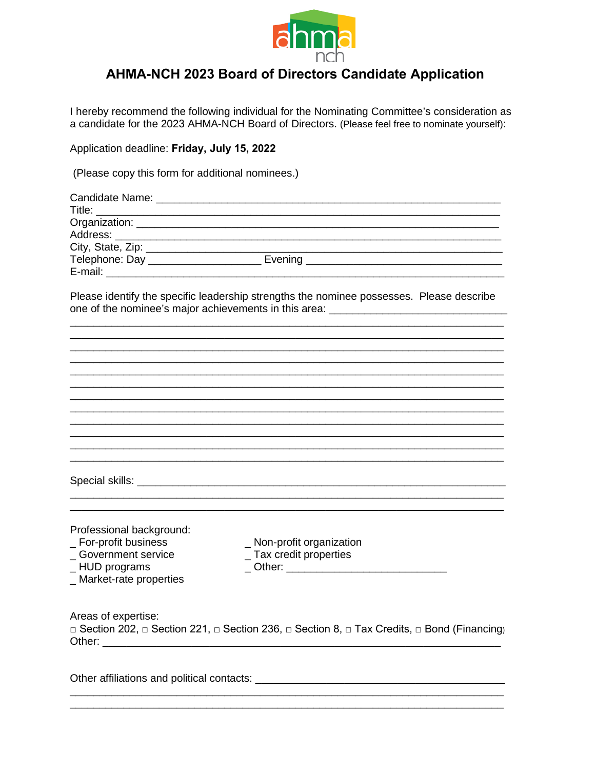# AHMA-NCH 2023 Board of Directors Candidate Application

I hereby recommend the following individual for the Nominating Committee's consideration as a candidate for the 2023 AHMA-NCH Board of Directors. (Please feel free to nominate yourself):

Application deadline: **Friday, July 15, 2022**

(Please copy this form for additional nominees.)

Candidate Name: ____________________________________________________________
Title: ____________________________________________________________________
Organization: ______________________________________________________________
Address: _________________________________________________________________
City, State, Zip: ___________________________________________________________
Telephone: Day ___________________ Evening _________________________________
E-mail: __________________________________________________________________

Please identify the specific leadership strengths the nominee possesses. Please describe one of the nominee's major achievements in this area: ______________________________
___________________________________________________________________________
___________________________________________________________________________
___________________________________________________________________________
___________________________________________________________________________
___________________________________________________________________________
___________________________________________________________________________
___________________________________________________________________________
___________________________________________________________________________
___________________________________________________________________________
___________________________________________________________________________
___________________________________________________________________________
___________________________________________________________________________

Special skills: _______________________________________________________________
___________________________________________________________________________
___________________________________________________________________________

Professional background:

_ For-profit business
_ Government service
_ HUD programs
_ Market-rate properties
_ Non-profit organization
_ Tax credit properties
_ Other: ___________________________

Areas of expertise:
□ Section 202, □ Section 221, □ Section 236, □ Section 8, □ Tax Credits, □ Bond (Financing)
Other: ___________________________________________________________________

Other affiliations and political contacts: ________________________________________
___________________________________________________________________________
___________________________________________________________________________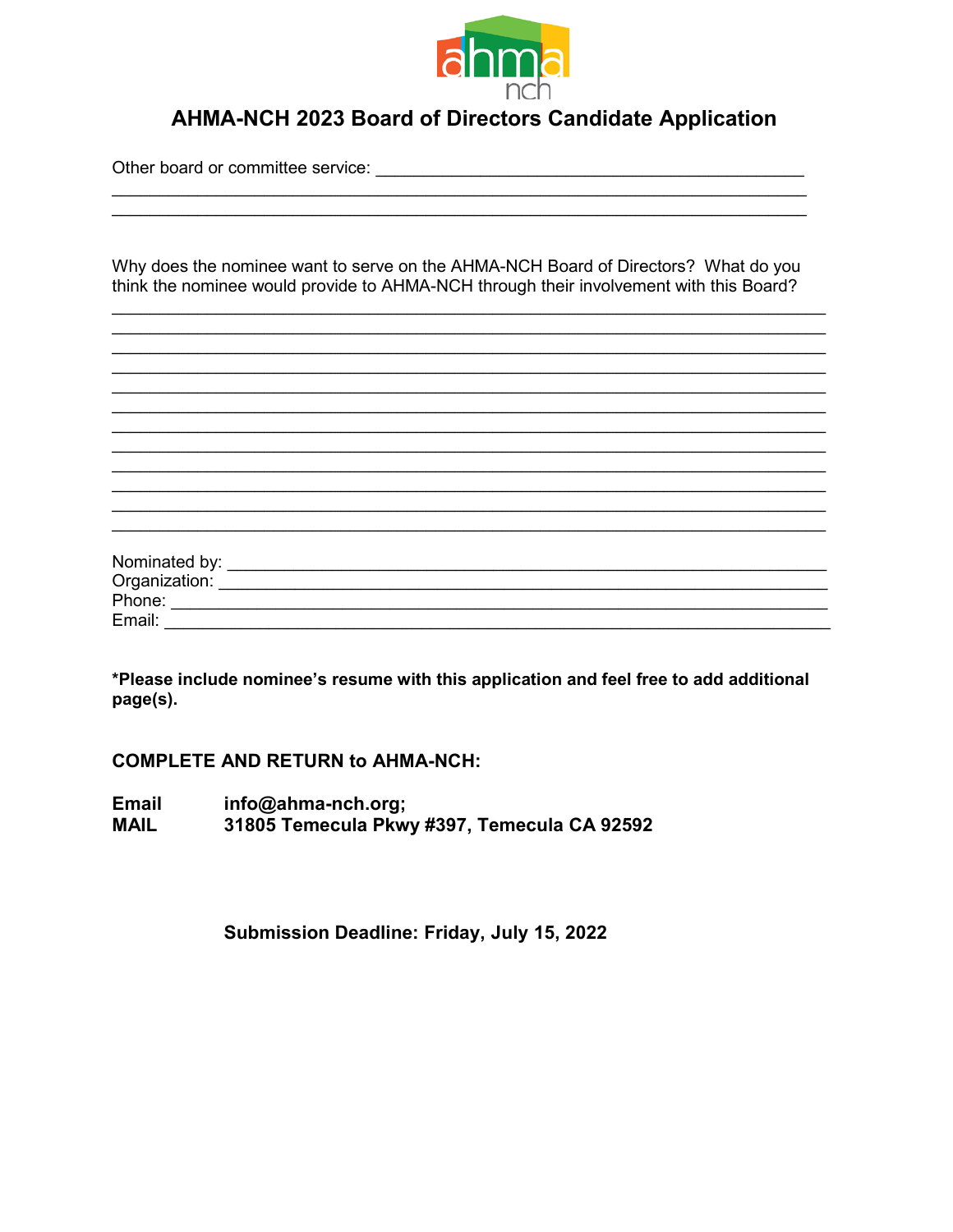# AHMA-NCH 2023 Board of Directors Candidate Application

Other board or committee service: ____________________________________________
______________________________________________________________________
______________________________________________________________________

Why does the nominee want to serve on the AHMA-NCH Board of Directors? What do you think the nominee would provide to AHMA-NCH through their involvement with this Board?

______________________________________________________________________
______________________________________________________________________
______________________________________________________________________
______________________________________________________________________
______________________________________________________________________
______________________________________________________________________
______________________________________________________________________
______________________________________________________________________
______________________________________________________________________
______________________________________________________________________
______________________________________________________________________
______________________________________________________________________

Nominated by: ________________________________________________________
Organization: ________________________________________________________
Phone: _____________________________________________________________
Email: _____________________________________________________________

**\*Please include nominee's resume with this application and feel free to add additional page(s).**

**COMPLETE AND RETURN to AHMA-NCH:**

**Email** **info@ahma-nch.org;**
**MAIL** **31805 Temecula Pkwy #397, Temecula CA 92592**

**Submission Deadline: Friday, July 15, 2022**